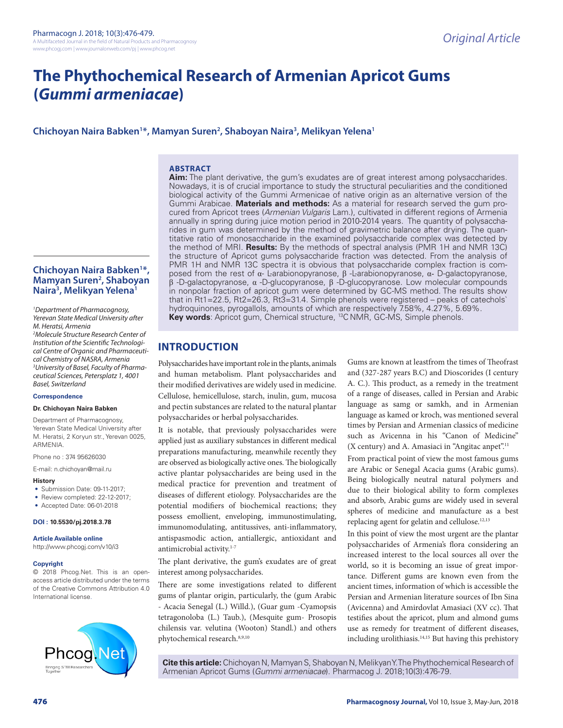# The Phythochemical Research of Armenian Apricot Gums (*Gummi armeniacae*)

**Chichoyan Naira Babken[1]*, Mamyan Suren[2], Shaboyan Naira[3], Melikyan Yelena[1]**

## ABSTRACT

**Aim:** The plant derivative, the gum's exudates are of great interest among polysaccharides. Nowadays, it is of crucial importance to study the structural peculiarities and the conditioned biological activity of the Gummi Armenicae of native origin as an alternative version of the Gummi Arabicae. **Materials and methods:** As a material for research served the gum procured from Apricot trees (*Armenian Vulgaris* Lam.), cultivated in different regions of Armenia annually in spring during juice motion period in 2010-2014 years. The quantity of polysaccharides in gum was determined by the method of gravimetric balance after drying. The quantitative ratio of monosaccharide in the examined polysaccharide complex was detected by the method of MRI. **Results:** By the methods of spectral analysis (PMR 1H and NMR 13C) the structure of Apricot gums polysaccharide fraction was detected. From the analysis of PMR 1H and NMR 13C spectra it is obvious that polysaccharide complex fraction is composed from the rest of α- L-arabionopyranose, β -L-arabionopyranose, α- D-galactopyranose, β -D-galactopyranose, α -D-glucopyranose, β -D-glucopyranose. Low molecular compounds in nonpolar fraction of apricot gum were determined by GC-MS method. The results show that in Rt1=22.5, Rt2=26.3, Rt3=31.4. Simple phenols were registered – peaks of catechols` hydroquinones, pyrogallols, amounts of which are respectively 7.58%, 4.27%, 5.69%.

**Key words**: Apricot gum, Chemical structure, $^{13}$C NMR, GC-MS, Simple phenols.

**Chichoyan Naira Babken[1]*, Mamyan Suren[2], Shaboyan Naira[3], Melikyan Yelena[1]**

[1]*Department of Pharmacognosy, Yerevan State Medical University after M. Heratsi, Armenia*
[2]*Molecule Structure Research Center of Institution of the Scientific Technological Centre of Organic and Pharmaceutical Chemistry of NASRA, Armenia*
[3]*University of Basel, Faculty of Pharmaceutical Sciences, Petersplatz 1, 4001 Basel, Switzerland*

**Correspondence**

**Dr. Chichoyan Naira Babken**

Department of Pharmacognosy, Yerevan State Medical University after M. Heratsi, 2 Koryun str., Yerevan 0025, ARMENIA.

Phone no : 374 95626030

E-mail: n.chichoyan@mail.ru

**History**

- Submission Date: 09-11-2017;
- Review completed: 22-12-2017;
- Accepted Date: 06-01-2018

**DOI : 10.5530/pj.2018.3.78**

**Article Available online**

http://www.phcogj.com/v10/i3

**Copyright**

© 2018 Phcog.Net. This is an open-access article distributed under the terms of the Creative Commons Attribution 4.0 International license.

## INTRODUCTION

Polysaccharides have important role in the plants, animals and human metabolism. Plant polysaccharides and their modified derivatives are widely used in medicine. Cellulose, hemicellulose, starch, inulin, gum, mucosa and pectin substances are related to the natural plantar polysaccharides or herbal polysaccharides.

It is notable, that previously polysaccharides were applied just as auxiliary substances in different medical preparations manufacturing, meanwhile recently they are observed as biologically active ones. The biologically active plantar polysaccharides are being used in the medical practice for prevention and treatment of diseases of different etiology. Polysaccharides are the potential modifiers of biochemical reactions; they possess emollient, enveloping, immunostimulating, immunomodulating, antitussives, anti-inflammatory, antispasmodic action, antiallergic, antioxidant and antimicrobial activity.[1-7]

The plant derivative, the gum's exudates are of great interest among polysaccharides.

There are some investigations related to different gums of plantar origin, particularly, the (gum Arabic - Acacia Senegal (L.) Willd.), (Guar gum -Cyamopsis tetragonoloba (L.) Taub.), (Mesquite gum- Prosopis chilensis var. velutina (Wooton) Standl.) and others phytochemical research.[8,9,10]

Gums are known at leastfrom the times of Theofrast and (327-287 years B.C) and Dioscorides (I century A. C.). This product, as a remedy in the treatment of a range of diseases, called in Persian and Arabic language as samg or samkh, and in Armenian language as kamed or kroch, was mentioned several times by Persian and Armenian classics of medicine such as Avicenna in his "Canon of Medicine" (X century) and A. Amasiaci in "Angitac anpet".[11]

From practical point of view the most famous gums are Arabic or Senegal Acacia gums (Arabic gums). Being biologically neutral natural polymers and due to their biological ability to form complexes and absorb, Arabic gums are widely used in several spheres of medicine and manufacture as a best replacing agent for gelatin and cellulose.[12,13]

In this point of view the most urgent are the plantar polysaccharides of Armenia's flora considering an increased interest to the local sources all over the world, so it is becoming an issue of great importance. Different gums are known even from the ancient times, information of which is accessible the Persian and Armenian literature sources of Ibn Sina (Avicenna) and Amirdovlat Amasiaci (XV cc). That testifies about the apricot, plum and almond gums use as remedy for treatment of different diseases, including urolithiasis.[14,15] But having this prehistory

**Cite this article:** Chichoyan N, Mamyan S, Shaboyan N, Melikyan Y. The Phythochemical Research of Armenian Apricot Gums (*Gummi armeniacae*). Pharmacog J. 2018;10(3):476-79.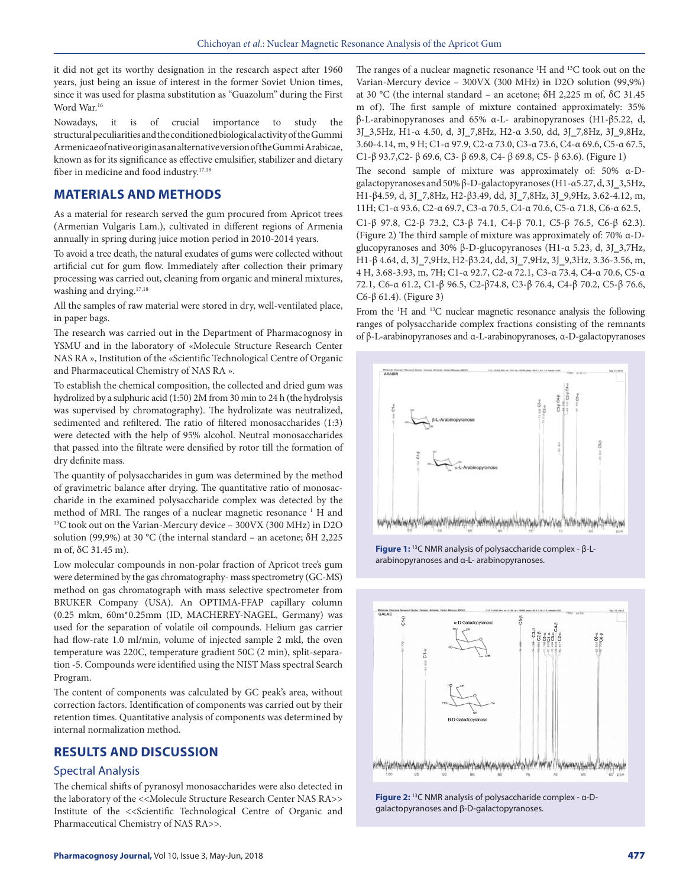it did not get its worthy designation in the research aspect after 1960 years, just being an issue of interest in the former Soviet Union times, since it was used for plasma substitution as "Guazolum" during the First Word War.[16]

Nowadays, it is of crucial importance to study the structural peculiarities and the conditioned biological activity of the Gummi Armenicae of native origin as an alternative version of the Gummi Arabicae, known as for its significance as effective emulsifier, stabilizer and dietary fiber in medicine and food industry.[17,18]

## MATERIALS AND METHODS

As a material for research served the gum procured from Apricot trees (Armenian Vulgaris Lam.), cultivated in different regions of Armenia annually in spring during juice motion period in 2010-2014 years.

To avoid a tree death, the natural exudates of gums were collected without artificial cut for gum flow. Immediately after collection their primary processing was carried out, cleaning from organic and mineral mixtures, washing and drying.[17,18]

All the samples of raw material were stored in dry, well-ventilated place, in paper bags.

The research was carried out in the Department of Pharmacognosy in YSMU and in the laboratory of «Molecule Structure Research Center NAS RA », Institution of the «Scientific Technological Centre of Organic and Pharmaceutical Chemistry of NAS RA ».

To establish the chemical composition, the collected and dried gum was hydrolized by a sulphuric acid (1:50) 2M from 30 min to 24 h (the hydrolysis was supervised by chromatography). The hydrolizate was neutralized, sedimented and refiltered. The ratio of filtered monosaccharides (1:3) were detected with the help of 95% alcohol. Neutral monosaccharides that passed into the filtrate were densified by rotor till the formation of dry definite mass.

The quantity of polysaccharides in gum was determined by the method of gravimetric balance after drying. The quantitative ratio of monosaccharide in the examined polysaccharide complex was detected by the method of MRI. The ranges of a nuclear magnetic resonance $^{1}$H and $^{13}$C took out on the Varian-Mercury device – 300VX (300 MHz) in D2O solution (99,9%) at 30 °C (the internal standard – an acetone; δH 2,225 m of, δC 31.45 m).

Low molecular compounds in non-polar fraction of Apricot tree's gum were determined by the gas chromatography- mass spectrometry (GC-MS) method on gas chromatograph with mass selective spectrometer from BRUKER Company (USA). An OPTIMA-FFAP capillary column (0.25 mkm, 60m*0.25mm (ID, MACHEREY-NAGEL, Germany) was used for the separation of volatile oil compounds. Helium gas carrier had flow-rate 1.0 ml/min, volume of injected sample 2 mkl, the oven temperature was 220C, temperature gradient 50C (2 min), split-separation -5. Compounds were identified using the NIST Mass spectral Search Program.

The content of components was calculated by GC peak's area, without correction factors. Identification of components was carried out by their retention times. Quantitative analysis of components was determined by internal normalization method.

## RESULTS AND DISCUSSION

### Spectral Analysis

The chemical shifts of pyranosyl monosaccharides were also detected in the laboratory of the <<Molecule Structure Research Center NAS RA>> Institute of the <<Scientific Technological Centre of Organic and Pharmaceutical Chemistry of NAS RA>>.

The ranges of a nuclear magnetic resonance $^{1}$H and $^{13}$C took out on the Varian-Mercury device – 300VX (300 MHz) in D2O solution (99,9%) at 30 °C (the internal standard – an acetone; δH 2,225 m of, δC 31.45 m of). The first sample of mixture contained approximately: 35% β-L-arabinopyranoses and 65% α-L- arabinopyranoses (H1-β5.22, d, 3J_3,5Hz, H1-α 4.50, d, 3J_7,8Hz, H2-α 3.50, dd, 3J_7,8Hz, 3J_9,8Hz, 3.60-4.14, m, 9 H; C1-α 97.9, C2-α 73.0, C3-α 73.6, C4-α 69.6, C5-α 67.5, C1-β 93.7,C2- β 69.6, C3- β 69.8, C4- β 69.8, C5- β 63.6). (Figure 1)

The second sample of mixture was approximately of: 50% α-D-galactopyranoses and 50% β-D-galactopyranoses (H1-α5.27, d, 3J_3,5Hz, H1-β4.59, d, 3J_7,8Hz, H2-β3.49, dd, 3J_7,8Hz, 3J_9,9Hz, 3.62-4.12, m, 11H; C1-α 93.6, C2-α 69.7, C3-α 70.5, C4-α 70.6, C5-α 71.8, C6-α 62.5, C1-β 97.8, C2-β 73.2, C3-β 74.1, C4-β 70.1, C5-β 76.5, C6-β 62.3). (Figure 2) The third sample of mixture was approximately of: 70% α-D-glucopyranoses and 30% β-D-glucopyranoses (H1-α 5.23, d, 3J_3,7Hz, H1-β 4.64, d, 3J_7,9Hz, H2-β3.24, dd, 3J_7,9Hz, 3J_9,3Hz, 3.36-3.56, m, 4 H, 3.68-3.93, m, 7H; C1-α 92.7, C2-α 72.1, C3-α 73.4, C4-α 70.6, C5-α 72.1, C6-α 61.2, C1-β 96.5, C2-β74.8, C3-β 76.4, C4-β 70.2, C5-β 76.6, C6-β 61.4). (Figure 3)

From the $^{1}$H and $^{13}$C nuclear magnetic resonance analysis the following ranges of polysaccharide complex fractions consisting of the remnants of β-L-arabinopyranoses and α-L-arabinopyranoses, α-D-galactopyranoses

**Figure 1:** $^{13}$C NMR analysis of polysaccharide complex - β-L-arabinopyranoses and α-L- arabinopyranoses.

**Figure 2:** $^{13}$C NMR analysis of polysaccharide complex - α-D-galactopyranoses and β-D-galactopyranoses.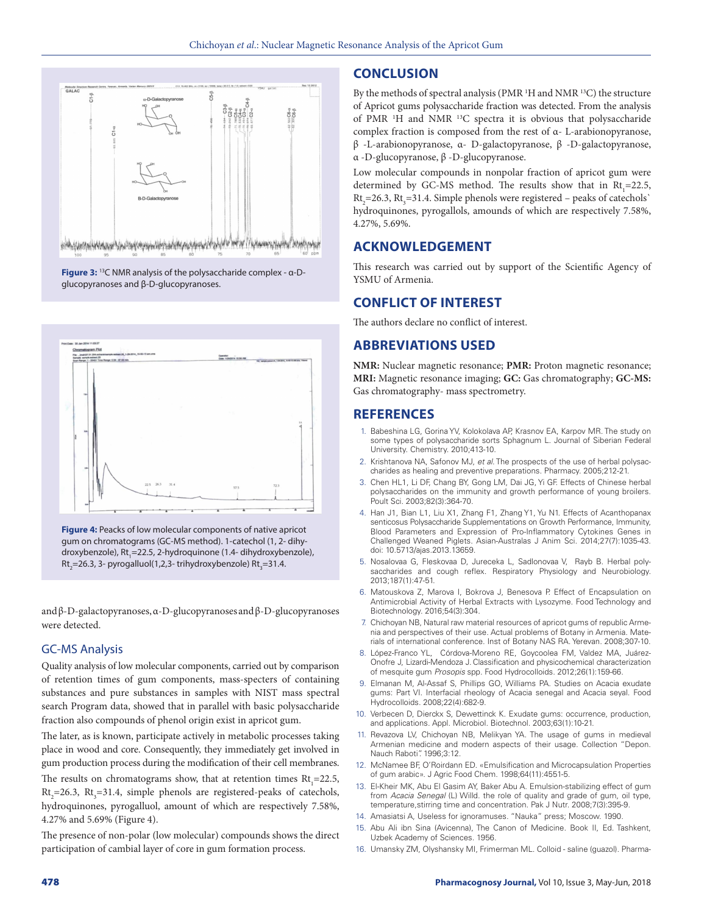Figure 3: $^{13}$C NMR analysis of the polysaccharide complex - α-D-glucopyranoses and β-D-glucopyranoses.

Figure 4: Peacks of low molecular components of native apricot gum on chromatograms (GC-MS method). 1-catechol (1, 2- dihydroxybenzole), $Rt_1$=22.5, 2-hydroquinone (1.4- dihydroxybenzole), $Rt_2$=26.3, 3- pyrogalluol(1,2,3- trihydroxybenzole) $Rt_3$=31.4.

and β-D-galactopyranoses, α-D-glucopyranoses and β-D-glucopyranoses were detected.

## GC-MS Analysis

Quality analysis of low molecular components, carried out by comparison of retention times of gum components, mass-specters of containing substances and pure substances in samples with NIST mass spectral search Program data, showed that in parallel with basic polysaccharide fraction also compounds of phenol origin exist in apricot gum.

The later, as is known, participate actively in metabolic processes taking place in wood and core. Consequently, they immediately get involved in gum production process during the modification of their cell membranes.

The results on chromatograms show, that at retention times $Rt_1$=22.5, $Rt_2$=26.3, $Rt_3$=31.4, simple phenols are registered-peaks of catechols, hydroquinones, pyrogalluol, amount of which are respectively 7.58%, 4.27% and 5.69% (Figure 4).

The presence of non-polar (low molecular) compounds shows the direct participation of cambial layer of core in gum formation process.

## CONCLUSION

By the methods of spectral analysis (PMR $^1$H and NMR $^{13}$C) the structure of Apricot gums polysaccharide fraction was detected. From the analysis of PMR $^1$H and NMR $^{13}$C spectra it is obvious that polysaccharide complex fraction is composed from the rest of α- L-arabionopyranose, β -L-arabionopyranose, α- D-galactopyranose, β -D-galactopyranose, α -D-glucopyranose, β -D-glucopyranose.

Low molecular compounds in nonpolar fraction of apricot gum were determined by GC-MS method. The results show that in $Rt_1$=22.5, $Rt_2$=26.3, $Rt_3$=31.4. Simple phenols were registered – peaks of catechols` hydroquinones, pyrogallols, amounds of which are respectively 7.58%, 4.27%, 5.69%.

## ACKNOWLEDGEMENT

This research was carried out by support of the Scientific Agency of YSMU of Armenia.

## CONFLICT OF INTEREST

The authors declare no conflict of interest.

## ABBREVIATIONS USED

**NMR:** Nuclear magnetic resonance; **PMR:** Proton magnetic resonance; **MRI:** Magnetic resonance imaging; **GC:** Gas chromatography; **GC-MS:** Gas chromatography- mass spectrometry.

## REFERENCES

1. Babeshina LG, Gorina YV, Kolokolava AP, Krasnov EA, Karpov MR. The study on some types of polysaccharide sorts Sphagnum L. Journal of Siberian Federal University. Chemistry. 2010;413-10.
2. Krishtanova NA, Safonov MJ, *et al*. The prospects of the use of herbal polysaccharides as healing and preventive preparations. Pharmacy. 2005;212-21.
3. Chen HL1, Li DF, Chang BY, Gong LM, Dai JG, Yi GF. Effects of Chinese herbal polysaccharides on the immunity and growth performance of young broilers. Poult Sci. 2003;82(3):364-70.
4. Han J1, Bian L1, Liu X1, Zhang F1, Zhang Y1, Yu N1. Effects of Acanthopanax senticosus Polysaccharide Supplementations on Growth Performance, Immunity, Blood Parameters and Expression of Pro-Inflammatory Cytokines Genes in Challenged Weaned Piglets. Asian-Australas J Anim Sci. 2014;27(7):1035-43. doi: 10.5713/ajas.2013.13659.
5. Nosalovaa G, Fleskovaa D, Jureceka L, Sadlonovaa V, Rayb B. Herbal polysaccharides and cough reflex. Respiratory Physiology and Neurobiology. 2013;187(1):47-51.
6. Matouskova Z, Marova I, Bokrova J, Benesova P. Effect of Encapsulation on Antimicrobial Activity of Herbal Extracts with Lysozyme. Food Technology and Biotechnology. 2016;54(3):304.
7. Chichoyan NB, Natural raw material resources of apricot gums of republic Armenia and perspectives of their use. Actual problems of Botany in Armenia. Materials of international conference. Inst of Botany NAS RA. Yerevan. 2008;307-10.
8. López-Franco YL, Córdova-Moreno RE, Goycoolea FM, Valdez MA, Juárez-Onofre J, Lizardi-Mendoza J. Classification and physicochemical characterization of mesquite gum *Prosopis* spp. Food Hydrocolloids. 2012;26(1):159-66.
9. Elmanan M, Al-Assaf S, Phillips GO, Williams PA. Studies on Acacia exudate gums: Part VI. Interfacial rheology of Acacia senegal and Acacia seyal. Food Hydrocolloids. 2008;22(4):682-9.
10. Verbecen D, Dierckx S, Dewettinck K. Exudate gums: occurrence, production, and applications. Appl. Microbiol. Biotechnol. 2003;63(1):10-21.
11. Revazova LV, Chichoyan NB, Melikyan YA. The usage of gums in medieval Armenian medicine and modern aspects of their usage. Collection "Depon. Nauch Raboti". 1996;3:12.
12. McNamee BF, O'Roirdann ED. «Emulsification and Microcapsulation Properties of gum arabic». J Agric Food Chem. 1998;64(11):4551-5.
13. El-Kheir MK, Abu El Gasim AY, Baker Abu A. Emulsion-stabilizing effect of gum from *Acacia Senegal* (L) Willd. the role of quality and grade of gum, oil type, temperature,stirring time and concentration. Pak J Nutr. 2008;7(3):395-9.
14. Amasiatsi A, Useless for ignoramuses. "Nauka" press; Moscow. 1990.
15. Abu Ali ibn Sina (Avicenna), The Canon of Medicine. Book II, Ed. Tashkent, Uzbek Academy of Sciences. 1956.
16. Umansky ZM, Olyshansky MI, Frimerman ML. Colloid - saline (guazol). Pharma-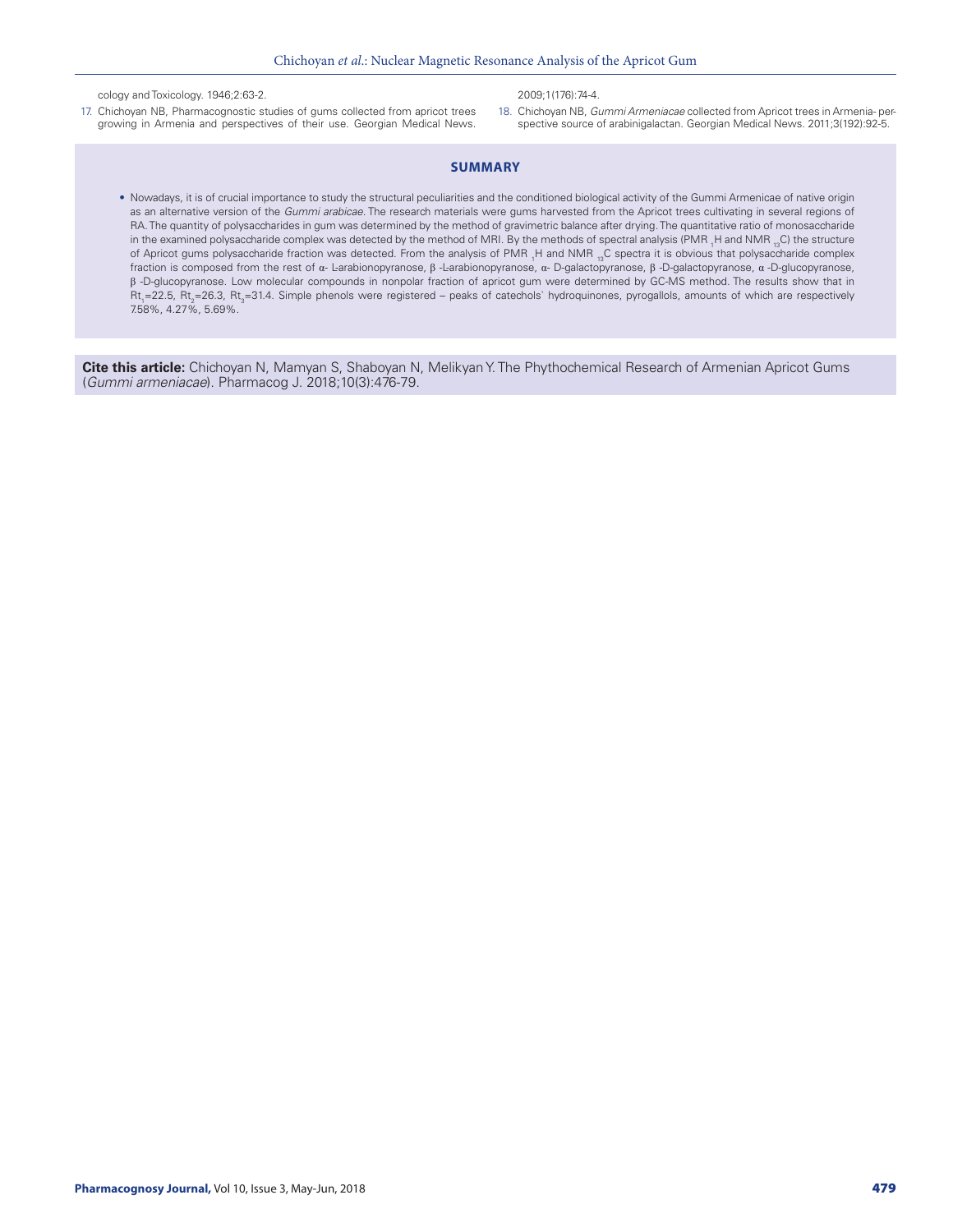cology and Toxicology. 1946;2:63-2.

17. Chichoyan NB, Pharmacognostic studies of gums collected from apricot trees growing in Armenia and perspectives of their use. Georgian Medical News. 2009;1(176):74-4.
18. Chichoyan NB, *Gummi Armeniacae* collected from Apricot trees in Armenia- perspective source of arabinigalactan. Georgian Medical News. 2011;3(192):92-5.

## SUMMARY

- Nowadays, it is of crucial importance to study the structural peculiarities and the conditioned biological activity of the Gummi Armenicae of native origin as an alternative version of the *Gummi arabicae*. The research materials were gums harvested from the Apricot trees cultivating in several regions of RA. The quantity of polysaccharides in gum was determined by the method of gravimetric balance after drying. The quantitative ratio of monosaccharide in the examined polysaccharide complex was detected by the method of MRI. By the methods of spectral analysis (PMR $_1$H and NMR $_{13}$C) the structure of Apricot gums polysaccharide fraction was detected. From the analysis of PMR $_1$H and NMR $_{13}$C spectra it is obvious that polysaccharide complex fraction is composed from the rest of α- L-arabionopyranose, β -L-arabionopyranose, α- D-galactopyranose, β -D-galactopyranose, α -D-glucopyranose, β -D-glucopyranose. Low molecular compounds in nonpolar fraction of apricot gum were determined by GC-MS method. The results show that in $Rt_1$=22.5, $Rt_2$=26.3, $Rt_3$=31.4. Simple phenols were registered – peaks of catechols` hydroquinones, pyrogallols, amounts of which are respectively 7.58%, 4.27%, 5.69%.

**Cite this article:** Chichoyan N, Mamyan S, Shaboyan N, Melikyan Y. The Phythochemical Research of Armenian Apricot Gums (*Gummi armeniacae*). Pharmacog J. 2018;10(3):476-79.